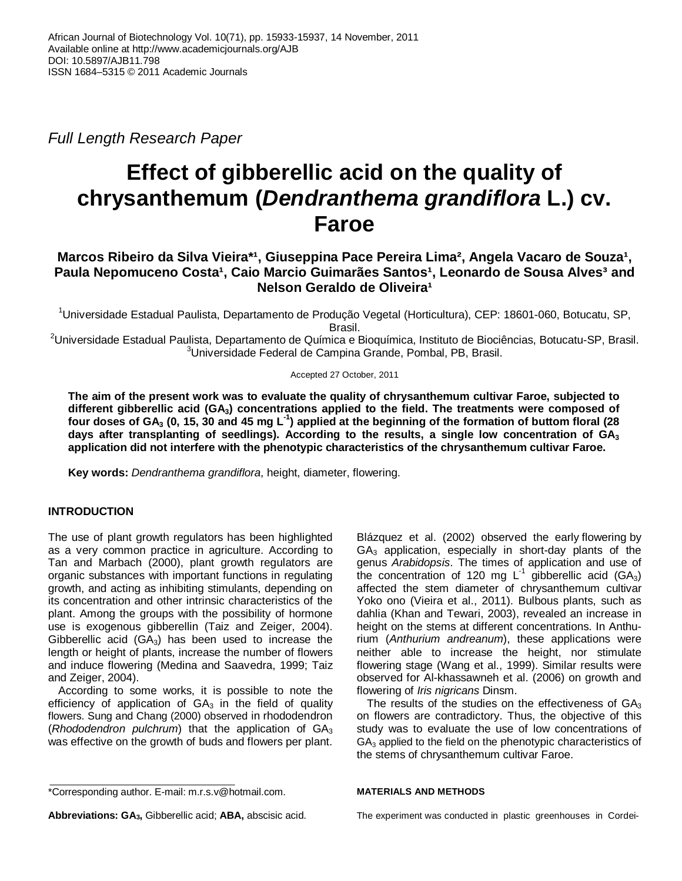*Full Length Research Paper*

# Effect of gibberellic acid on the quality of chrysanthemum (*Dendranthema grandiflora* L.) cv. Faroe

**Marcos Ribeiro da Silva Vieira*[1], Giuseppina Pace Pereira Lima[2], Angela Vacaro de Souza[1], Paula Nepomuceno Costa[1], Caio Marcio Guimarães Santos[1], Leonardo de Sousa Alves[3] and Nelson Geraldo de Oliveira[1]**

[1]Universidade Estadual Paulista, Departamento de Produção Vegetal (Horticultura), CEP: 18601-060, Botucatu, SP, Brasil.
[2]Universidade Estadual Paulista, Departamento de Química e Bioquímica, Instituto de Biociências, Botucatu-SP, Brasil.
[3]Universidade Federal de Campina Grande, Pombal, PB, Brasil.

Accepted 27 October, 2011

**The aim of the present work was to evaluate the quality of chrysanthemum cultivar Faroe, subjected to different gibberellic acid ($GA_3$) concentrations applied to the field. The treatments were composed of four doses of $GA_3$ (0, 15, 30 and 45 mg $L^{-1}$) applied at the beginning of the formation of buttom floral (28 days after transplanting of seedlings). According to the results, a single low concentration of $GA_3$ application did not interfere with the phenotypic characteristics of the chrysanthemum cultivar Faroe.**

**Key words:** *Dendranthema grandiflora*, height, diameter, flowering.

## INTRODUCTION

The use of plant growth regulators has been highlighted as a very common practice in agriculture. According to Tan and Marbach (2000), plant growth regulators are organic substances with important functions in regulating growth, and acting as inhibiting stimulants, depending on its concentration and other intrinsic characteristics of the plant. Among the groups with the possibility of hormone use is exogenous gibberellin (Taiz and Zeiger, 2004). Gibberellic acid ($GA_3$) has been used to increase the length or height of plants, increase the number of flowers and induce flowering (Medina and Saavedra, 1999; Taiz and Zeiger, 2004).

According to some works, it is possible to note the efficiency of application of $GA_3$ in the field of quality flowers. Sung and Chang (2000) observed in rhododendron (*Rhododendron pulchrum*) that the application of $GA_3$ was effective on the growth of buds and flowers per plant. Blázquez et al. (2002) observed the early flowering by $GA_3$ application, especially in short-day plants of the genus *Arabidopsis*. The times of application and use of the concentration of 120 mg $L^{-1}$ gibberellic acid ($GA_3$) affected the stem diameter of chrysanthemum cultivar Yoko ono (Vieira et al., 2011). Bulbous plants, such as dahlia (Khan and Tewari, 2003), revealed an increase in height on the stems at different concentrations. In Anthurium (*Anthurium andreanum*), these applications were neither able to increase the height, nor stimulate flowering stage (Wang et al., 1999). Similar results were observed for Al-khassawneh et al. (2006) on growth and flowering of *Iris nigricans* Dinsm.

The results of the studies on the effectiveness of $GA_3$ on flowers are contradictory. Thus, the objective of this study was to evaluate the use of low concentrations of $GA_3$ applied to the field on the phenotypic characteristics of the stems of chrysanthemum cultivar Faroe.

## MATERIALS AND METHODS

The experiment was conducted in plastic greenhouses in Cordei-

*Corresponding author. E-mail: m.r.s.v@hotmail.com.

**Abbreviations: $GA_3$,** Gibberellic acid; **ABA,** abscisic acid.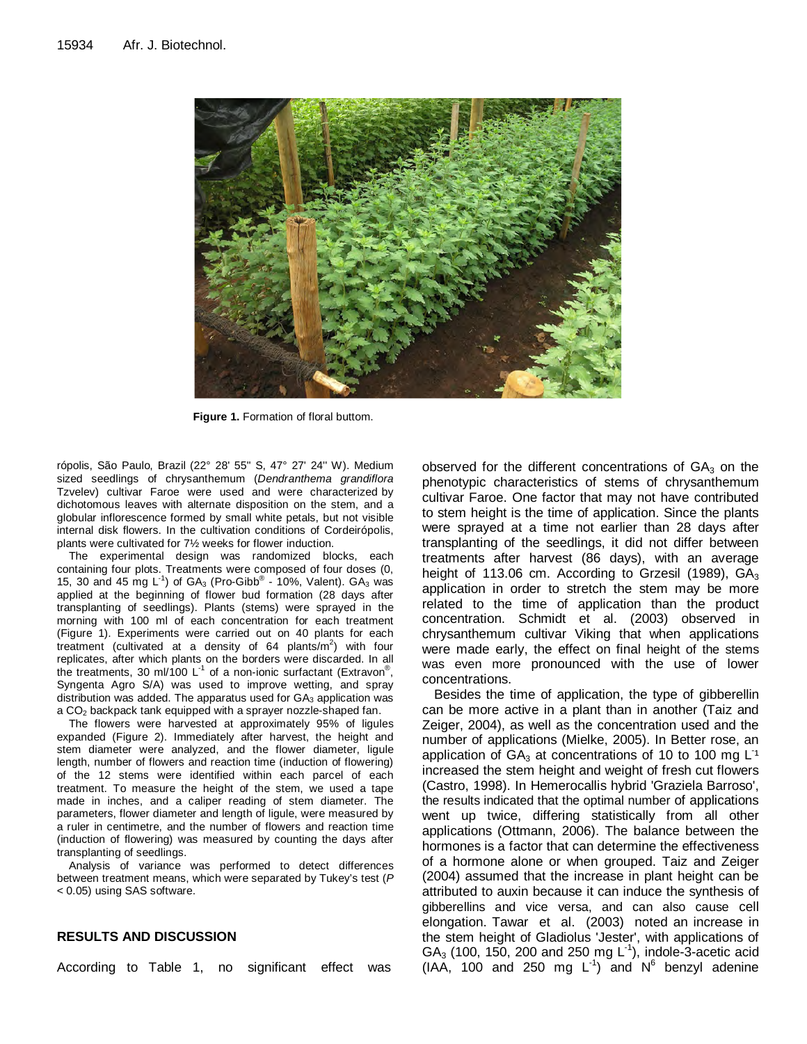Figure 1. Formation of floral buttom.

rópolis, São Paulo, Brazil (22° 28' 55'' S, 47° 27' 24'' W). Medium sized seedlings of chrysanthemum (*Dendranthema grandiflora* Tzvelev) cultivar Faroe were used and were characterized by dichotomous leaves with alternate disposition on the stem, and a globular inflorescence formed by small white petals, but not visible internal disk flowers. In the cultivation conditions of Cordeirópolis, plants were cultivated for 7½ weeks for flower induction.

The experimental design was randomized blocks, each containing four plots. Treatments were composed of four doses (0, 15, 30 and 45 mg $L^{-1}$) of $GA_3$ (Pro-Gibb® - 10%, Valent). $GA_3$ was applied at the beginning of flower bud formation (28 days after transplanting of seedlings). Plants (stems) were sprayed in the morning with 100 ml of each concentration for each treatment (Figure 1). Experiments were carried out on 40 plants for each treatment (cultivated at a density of 64 plants/$m^2$) with four replicates, after which plants on the borders were discarded. In all the treatments, 30 ml/100 $L^{-1}$ of a non-ionic surfactant (Extravon®, Syngenta Agro S/A) was used to improve wetting, and spray distribution was added. The apparatus used for $GA_3$ application was a $CO_2$ backpack tank equipped with a sprayer nozzle-shaped fan.

The flowers were harvested at approximately 95% of ligules expanded (Figure 2). Immediately after harvest, the height and stem diameter were analyzed, and the flower diameter, ligule length, number of flowers and reaction time (induction of flowering) of the 12 stems were identified within each parcel of each treatment. To measure the height of the stem, we used a tape made in inches, and a caliper reading of stem diameter. The parameters, flower diameter and length of ligule, were measured by a ruler in centimetre, and the number of flowers and reaction time (induction of flowering) was measured by counting the days after transplanting of seedlings.

Analysis of variance was performed to detect differences between treatment means, which were separated by Tukey's test ($P < 0.05$) using SAS software.

## RESULTS AND DISCUSSION

According to Table 1, no significant effect was observed for the different concentrations of $GA_3$ on the phenotypic characteristics of stems of chrysanthemum cultivar Faroe. One factor that may not have contributed to stem height is the time of application. Since the plants were sprayed at a time not earlier than 28 days after transplanting of the seedlings, it did not differ between treatments after harvest (86 days), with an average height of 113.06 cm. According to Grzesil (1989), $GA_3$ application in order to stretch the stem may be more related to the time of application than the product concentration. Schmidt et al. (2003) observed in chrysanthemum cultivar Viking that when applications were made early, the effect on final height of the stems was even more pronounced with the use of lower concentrations.

Besides the time of application, the type of gibberellin can be more active in a plant than in another (Taiz and Zeiger, 2004), as well as the concentration used and the number of applications (Mielke, 2005). In Better rose, an application of $GA_3$ at concentrations of 10 to 100 mg $L^{-1}$ increased the stem height and weight of fresh cut flowers (Castro, 1998). In Hemerocallis hybrid 'Graziela Barroso', the results indicated that the optimal number of applications went up twice, differing statistically from all other applications (Ottmann, 2006). The balance between the hormones is a factor that can determine the effectiveness of a hormone alone or when grouped. Taiz and Zeiger (2004) assumed that the increase in plant height can be attributed to auxin because it can induce the synthesis of gibberellins and vice versa, and can also cause cell elongation. Tawar et al. (2003) noted an increase in the stem height of Gladiolus 'Jester', with applications of $GA_3$ (100, 150, 200 and 250 mg $L^{-1}$), indole-3-acetic acid (IAA, 100 and 250 mg $L^{-1}$) and $N^6$ benzyl adenine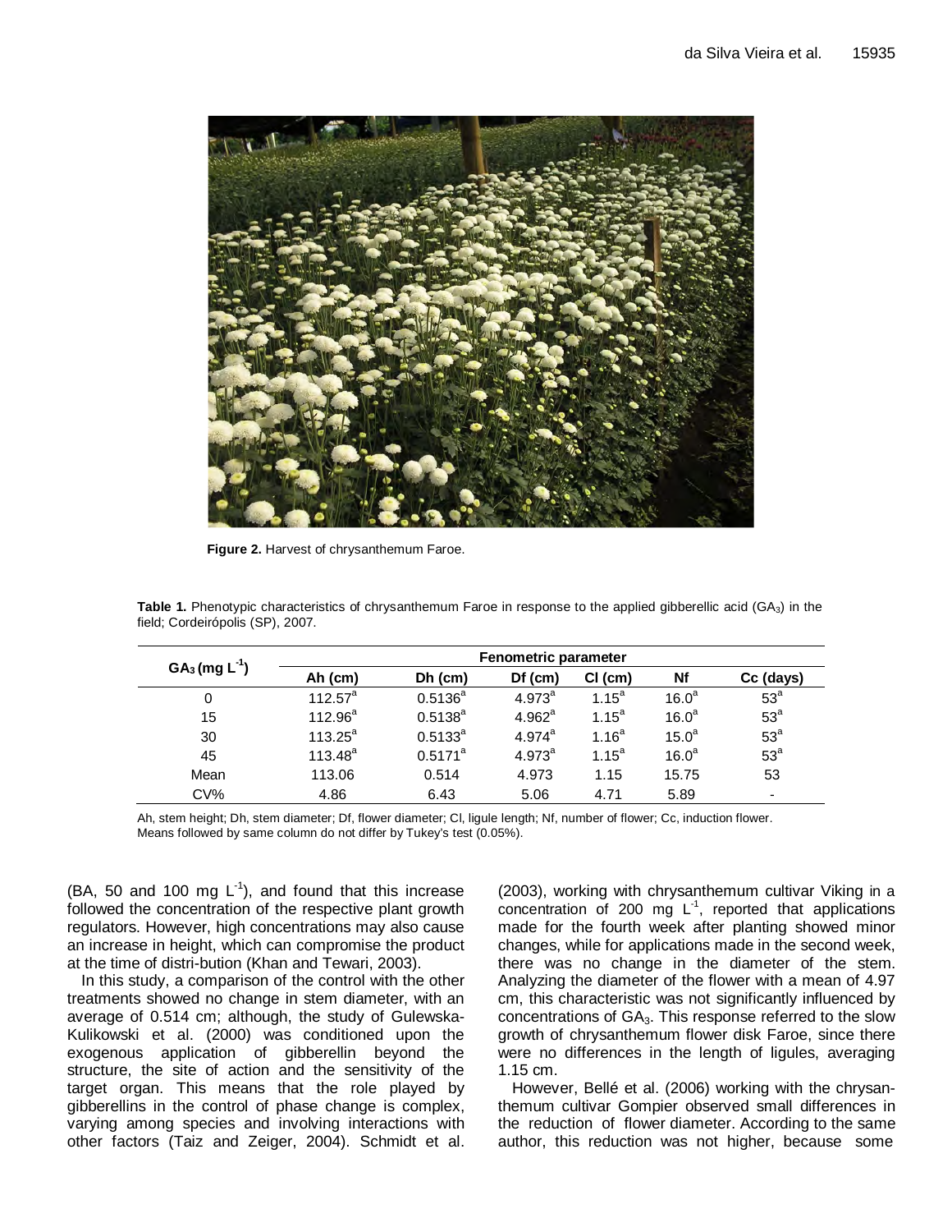Figure 2. Harvest of chrysanthemum Faroe.

**Table 1.** Phenotypic characteristics of chrysanthemum Faroe in response to the applied gibberellic acid ($GA_3$) in the field; Cordeirópolis (SP), 2007.

| $GA_3$ (mg $L^{-1}$) | Fenometric parameter | | | | | |
|---|---|---|---|---|---|---|
| | Ah (cm) | Dh (cm) | Df (cm) | Cl (cm) | Nf | Cc (days) |
| 0 | 112.57[a] | 0.5136[a] | 4.973[a] | 1.15[a] | 16.0[a] | 53[a] |
| 15 | 112.96[a] | 0.5138[a] | 4.962[a] | 1.15[a] | 16.0[a] | 53[a] |
| 30 | 113.25[a] | 0.5133[a] | 4.974[a] | 1.16[a] | 15.0[a] | 53[a] |
| 45 | 113.48[a] | 0.5171[a] | 4.973[a] | 1.15[a] | 16.0[a] | 53[a] |
| Mean | 113.06 | 0.514 | 4.973 | 1.15 | 15.75 | 53 |
| CV% | 4.86 | 6.43 | 5.06 | 4.71 | 5.89 | - |

Ah, stem height; Dh, stem diameter; Df, flower diameter; Cl, ligule length; Nf, number of flower; Cc, induction flower.
Means followed by same column do not differ by Tukey's test (0.05%).

(BA, 50 and 100 mg $L^{-1}$), and found that this increase followed the concentration of the respective plant growth regulators. However, high concentrations may also cause an increase in height, which can compromise the product at the time of distri-bution (Khan and Tewari, 2003).

In this study, a comparison of the control with the other treatments showed no change in stem diameter, with an average of 0.514 cm; although, the study of Gulewska-Kulikowski et al. (2000) was conditioned upon the exogenous application of gibberellin beyond the structure, the site of action and the sensitivity of the target organ. This means that the role played by gibberellins in the control of phase change is complex, varying among species and involving interactions with other factors (Taiz and Zeiger, 2004). Schmidt et al. (2003), working with chrysanthemum cultivar Viking in a concentration of 200 mg $L^{-1}$, reported that applications made for the fourth week after planting showed minor changes, while for applications made in the second week, there was no change in the diameter of the stem. Analyzing the diameter of the flower with a mean of 4.97 cm, this characteristic was not significantly influenced by concentrations of $GA_3$. This response referred to the slow growth of chrysanthemum flower disk Faroe, since there were no differences in the length of ligules, averaging 1.15 cm.

However, Bellé et al. (2006) working with the chrysanthemum cultivar Gompier observed small differences in the reduction of flower diameter. According to the same author, this reduction was not higher, because some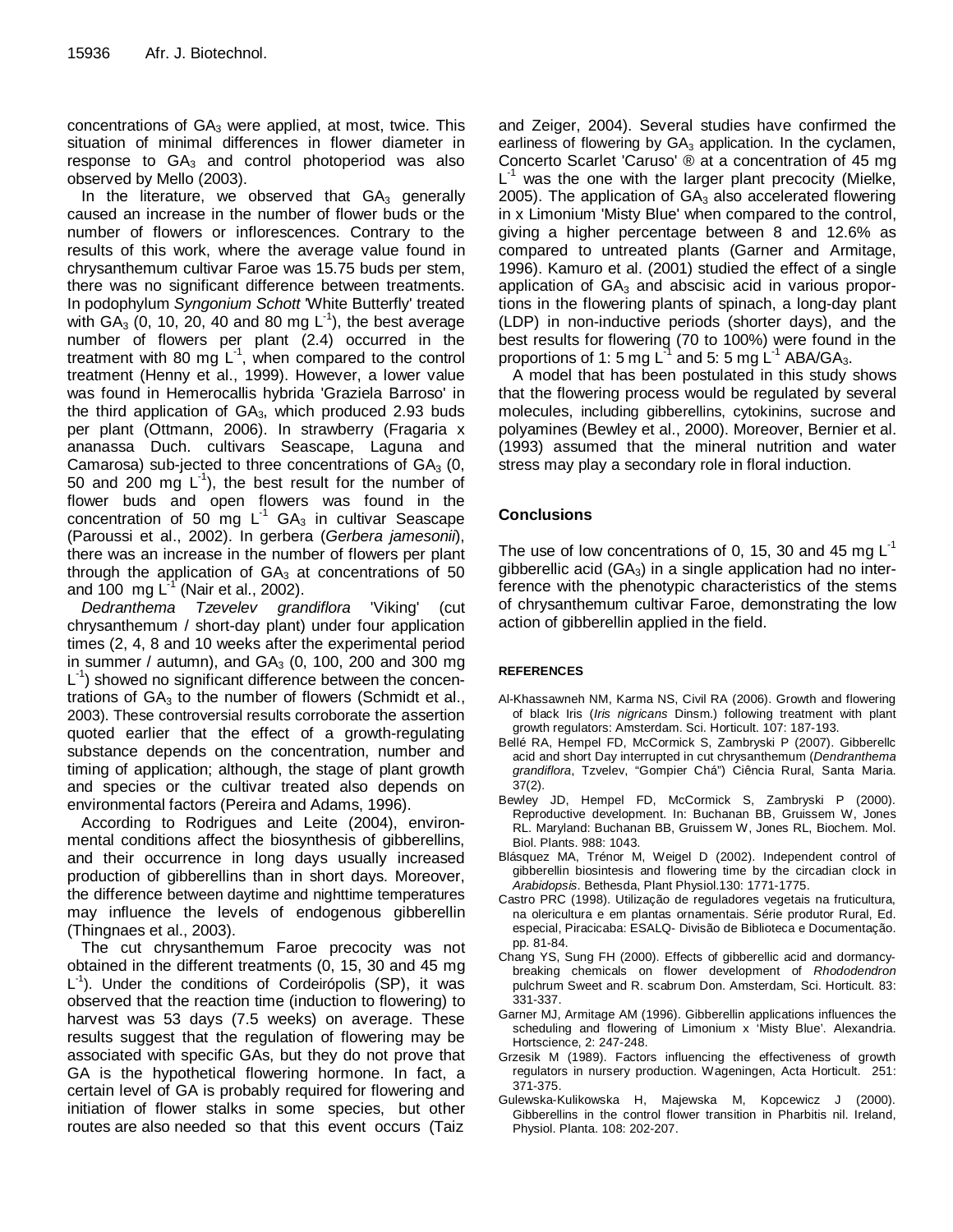concentrations of $GA_3$ were applied, at most, twice. This situation of minimal differences in flower diameter in response to $GA_3$ and control photoperiod was also observed by Mello (2003).

In the literature, we observed that $GA_3$ generally caused an increase in the number of flower buds or the number of flowers or inflorescences. Contrary to the results of this work, where the average value found in chrysanthemum cultivar Faroe was 15.75 buds per stem, there was no significant difference between treatments. In podophylum *Syngonium Schott* 'White Butterfly' treated with $GA_3$ (0, 10, 20, 40 and 80 mg $L^{-1}$), the best average number of flowers per plant (2.4) occurred in the treatment with 80 mg $L^{-1}$, when compared to the control treatment (Henny et al., 1999). However, a lower value was found in Hemerocallis hybrida 'Graziela Barroso' in the third application of $GA_3$, which produced 2.93 buds per plant (Ottmann, 2006). In strawberry (Fragaria x ananassa Duch. cultivars Seascape, Laguna and Camarosa) sub-jected to three concentrations of $GA_3$ (0, 50 and 200 mg $L^{-1}$), the best result for the number of flower buds and open flowers was found in the concentration of 50 mg $L^{-1}$ $GA_3$ in cultivar Seascape (Paroussi et al., 2002). In gerbera (*Gerbera jamesonii*), there was an increase in the number of flowers per plant through the application of $GA_3$ at concentrations of 50 and 100 mg $L^{-1}$ (Nair et al., 2002).

*Dedranthema Tzevelev grandiflora* 'Viking' (cut chrysanthemum / short-day plant) under four application times (2, 4, 8 and 10 weeks after the experimental period in summer / autumn), and $GA_3$ (0, 100, 200 and 300 mg $L^{-1}$) showed no significant difference between the concentrations of $GA_3$ to the number of flowers (Schmidt et al., 2003). These controversial results corroborate the assertion quoted earlier that the effect of a growth-regulating substance depends on the concentration, number and timing of application; although, the stage of plant growth and species or the cultivar treated also depends on environmental factors (Pereira and Adams, 1996).

According to Rodrigues and Leite (2004), environmental conditions affect the biosynthesis of gibberellins, and their occurrence in long days usually increased production of gibberellins than in short days. Moreover, the difference between daytime and nighttime temperatures may influence the levels of endogenous gibberellin (Thingnaes et al., 2003).

The cut chrysanthemum Faroe precocity was not obtained in the different treatments (0, 15, 30 and 45 mg $L^{-1}$). Under the conditions of Cordeirópolis (SP), it was observed that the reaction time (induction to flowering) to harvest was 53 days (7.5 weeks) on average. These results suggest that the regulation of flowering may be associated with specific GAs, but they do not prove that GA is the hypothetical flowering hormone. In fact, a certain level of GA is probably required for flowering and initiation of flower stalks in some species, but other routes are also needed so that this event occurs (Taiz and Zeiger, 2004). Several studies have confirmed the earliness of flowering by $GA_3$ application. In the cyclamen, Concerto Scarlet 'Caruso' ® at a concentration of 45 mg $L^{-1}$ was the one with the larger plant precocity (Mielke, 2005). The application of $GA_3$ also accelerated flowering in x Limonium 'Misty Blue' when compared to the control, giving a higher percentage between 8 and 12.6% as compared to untreated plants (Garner and Armitage, 1996). Kamuro et al. (2001) studied the effect of a single application of $GA_3$ and abscisic acid in various proportions in the flowering plants of spinach, a long-day plant (LDP) in non-inductive periods (shorter days), and the best results for flowering (70 to 100%) were found in the proportions of 1: 5 mg $L^{-1}$ and 5: 5 mg $L^{-1}$ ABA/$GA_3$.

A model that has been postulated in this study shows that the flowering process would be regulated by several molecules, including gibberellins, cytokinins, sucrose and polyamines (Bewley et al., 2000). Moreover, Bernier et al. (1993) assumed that the mineral nutrition and water stress may play a secondary role in floral induction.

## Conclusions

The use of low concentrations of 0, 15, 30 and 45 mg $L^{-1}$ gibberellic acid ($GA_3$) in a single application had no interference with the phenotypic characteristics of the stems of chrysanthemum cultivar Faroe, demonstrating the low action of gibberellin applied in the field.

## REFERENCES

Al-Khassawneh NM, Karma NS, Civil RA (2006). Growth and flowering of black Iris (*Iris nigricans* Dinsm.) following treatment with plant growth regulators: Amsterdam. Sci. Horticult. 107: 187-193.

Bellé RA, Hempel FD, McCormick S, Zambryski P (2007). Gibberellc acid and short Day interrupted in cut chrysanthemum (*Dendranthema grandiflora*, Tzvelev, "Gompier Chá") Ciência Rural, Santa Maria. 37(2).

Bewley JD, Hempel FD, McCormick S, Zambryski P (2000). Reproductive development. In: Buchanan BB, Gruissem W, Jones RL. Maryland: Buchanan BB, Gruissem W, Jones RL, Biochem. Mol. Biol. Plants. 988: 1043.

Blásquez MA, Trénor M, Weigel D (2002). Independent control of gibberellin biosintesis and flowering time by the circadian clock in *Arabidopsis*. Bethesda, Plant Physiol.130: 1771-1775.

Castro PRC (1998). Utilização de reguladores vegetais na fruticultura, na olericultura e em plantas ornamentais. Série produtor Rural, Ed. especial, Piracicaba: ESALQ- Divisão de Biblioteca e Documentação. pp. 81-84.

Chang YS, Sung FH (2000). Effects of gibberellic acid and dormancy-breaking chemicals on flower development of *Rhododendron* pulchrum Sweet and R. scabrum Don. Amsterdam, Sci. Horticult. 83: 331-337.

Garner MJ, Armitage AM (1996). Gibberellin applications influences the scheduling and flowering of Limonium x 'Misty Blue'. Alexandria. Hortscience, 2: 247-248.

Grzesik M (1989). Factors influencing the effectiveness of growth regulators in nursery production. Wageningen, Acta Horticult. 251: 371-375.

Gulewska-Kulikowska H, Majewska M, Kopcewicz J (2000). Gibberellins in the control flower transition in Pharbitis nil. Ireland, Physiol. Planta. 108: 202-207.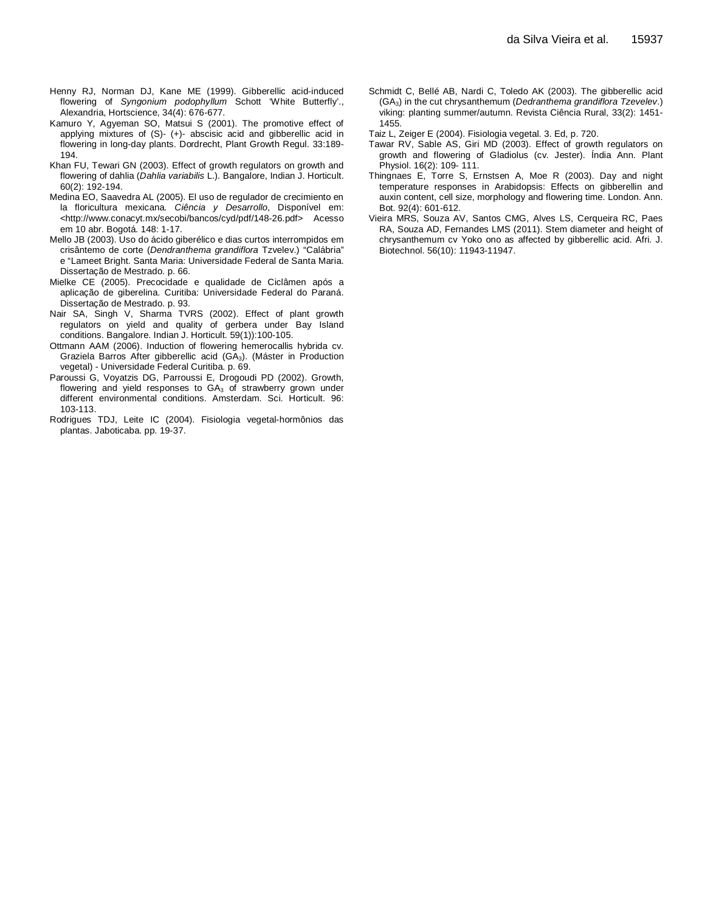Henny RJ, Norman DJ, Kane ME (1999). Gibberellic acid-induced flowering of *Syngonium podophyllum* Schott 'White Butterfly'., Alexandria, Hortscience, 34(4): 676-677.

Kamuro Y, Agyeman SO, Matsui S (2001). The promotive effect of applying mixtures of (S)- (+)- abscisic acid and gibberellic acid in flowering in long-day plants. Dordrecht, Plant Growth Regul. 33:189-194.

Khan FU, Tewari GN (2003). Effect of growth regulators on growth and flowering of dahlia (*Dahlia variabilis* L.). Bangalore, Indian J. Horticult. 60(2): 192-194.

Medina EO, Saavedra AL (2005). El uso de regulador de crecimiento en la floricultura mexicana. *Ciência y Desarrollo*, Disponível em: <http://www.conacyt.mx/secobi/bancos/cyd/pdf/148-26.pdf> Acesso em 10 abr. Bogotá. 148: 1-17.

Mello JB (2003). Uso do ácido giberélico e dias curtos interrompidos em crisântemo de corte (*Dendranthema grandiflora* Tzvelev.) "Calábria" e "Lameet Bright. Santa Maria: Universidade Federal de Santa Maria. Dissertação de Mestrado. p. 66.

Mielke CE (2005). Precocidade e qualidade de Ciclâmen após a aplicação de giberelina. Curitiba: Universidade Federal do Paraná. Dissertação de Mestrado. p. 93.

Nair SA, Singh V, Sharma TVRS (2002). Effect of plant growth regulators on yield and quality of gerbera under Bay Island conditions. Bangalore. Indian J. Horticult. 59(1)):100-105.

Ottmann AAM (2006). Induction of flowering hemerocallis hybrida cv. Graziela Barros After gibberellic acid ($GA_3$). (Máster in Production vegetal) - Universidade Federal Curitiba. p. 69.

Paroussi G, Voyatzis DG, Parroussi E, Drogoudi PD (2002). Growth, flowering and yield responses to $GA_3$ of strawberry grown under different environmental conditions. Amsterdam. Sci. Horticult. 96: 103-113.

Rodrigues TDJ, Leite IC (2004). Fisiologia vegetal-hormônios das plantas. Jaboticaba. pp. 19-37.

Schmidt C, Bellé AB, Nardi C, Toledo AK (2003). The gibberellic acid ($GA_3$) in the cut chrysanthemum (*Dedranthema grandiflora Tzevelev*.) viking: planting summer/autumn. Revista Ciência Rural, 33(2): 1451-1455.

Taiz L, Zeiger E (2004). Fisiologia vegetal. 3. Ed, p. 720.

Tawar RV, Sable AS, Giri MD (2003). Effect of growth regulators on growth and flowering of Gladiolus (cv. Jester). Índia Ann. Plant Physiol. 16(2): 109- 111.

Thingnaes E, Torre S, Ernstsen A, Moe R (2003). Day and night temperature responses in Arabidopsis: Effects on gibberellin and auxin content, cell size, morphology and flowering time. London. Ann. Bot. 92(4): 601-612.

Vieira MRS, Souza AV, Santos CMG, Alves LS, Cerqueira RC, Paes RA, Souza AD, Fernandes LMS (2011). Stem diameter and height of chrysanthemum cv Yoko ono as affected by gibberellic acid. Afri. J. Biotechnol. 56(10): 11943-11947.